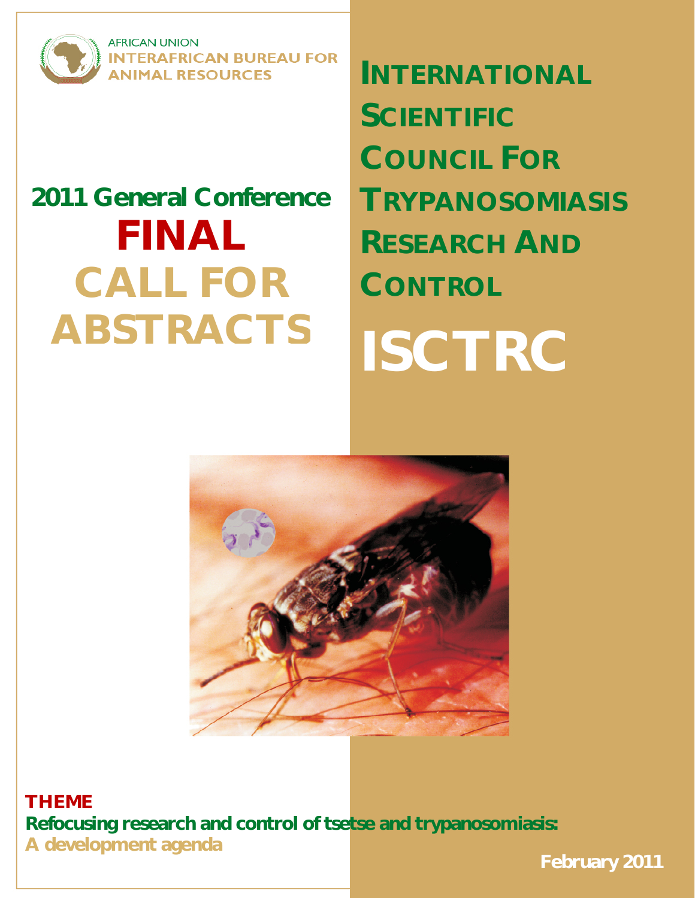AFRICAN UNION
INTERAFRICAN BUREAU FOR ANIMAL RESOURCES

# 2011 General Conference

# FINAL CALL FOR ABSTRACTS

# INTERNATIONAL SCIENTIFIC COUNCIL FOR TRYPANOSOMIASIS RESEARCH AND CONTROL

# ISCTRC

**THEME**

**Refocusing research and control of tsetse and trypanosomiasis: A development agenda**

**February 2011**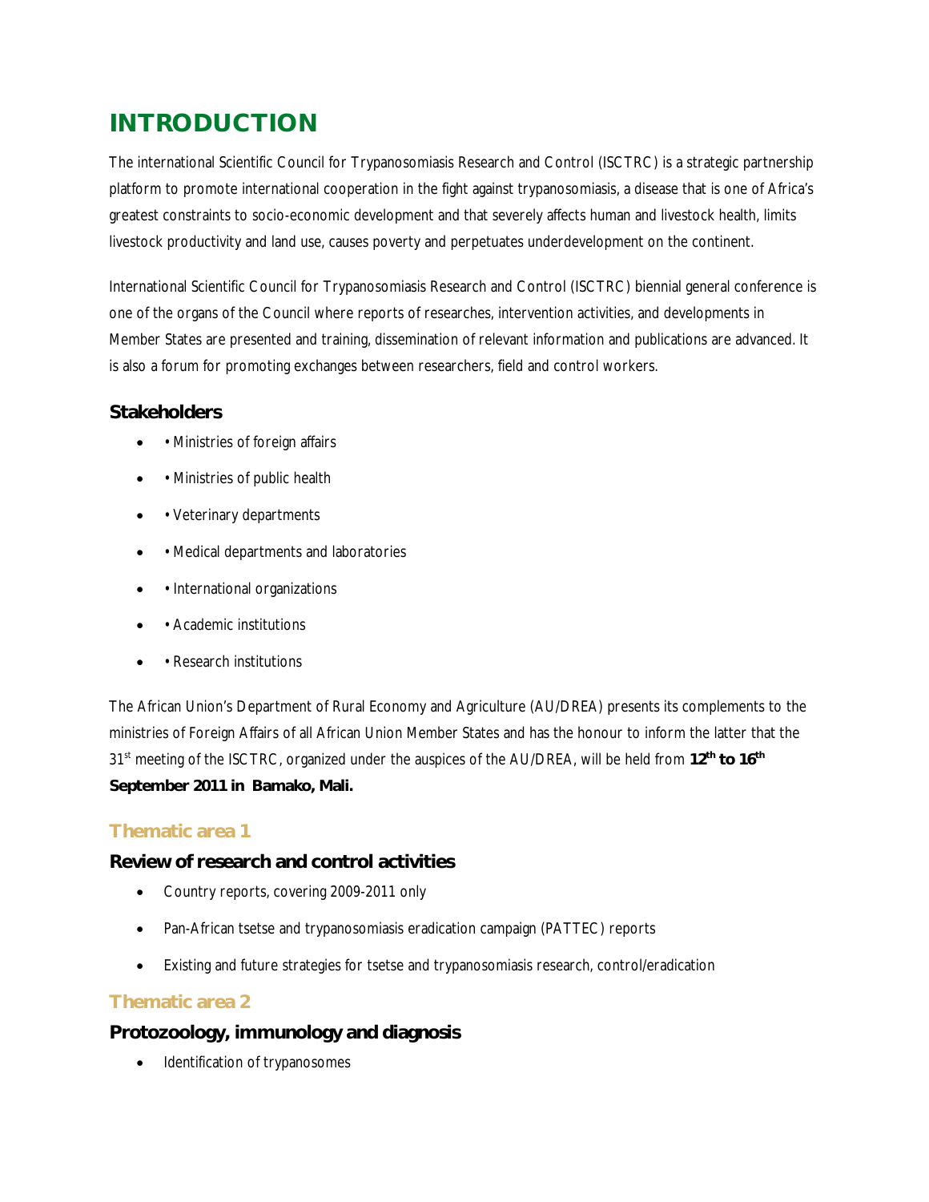# INTRODUCTION

The international Scientific Council for Trypanosomiasis Research and Control (ISCTRC) is a strategic partnership platform to promote international cooperation in the fight against trypanosomiasis, a disease that is one of Africa's greatest constraints to socio-economic development and that severely affects human and livestock health, limits livestock productivity and land use, causes poverty and perpetuates underdevelopment on the continent.

International Scientific Council for Trypanosomiasis Research and Control (ISCTRC) biennial general conference is one of the organs of the Council where reports of researches, intervention activities, and developments in Member States are presented and training, dissemination of relevant information and publications are advanced. It is also a forum for promoting exchanges between researchers, field and control workers.

### Stakeholders

- • Ministries of foreign affairs
- • Ministries of public health
- • Veterinary departments
- • Medical departments and laboratories
- • International organizations
- • Academic institutions
- • Research institutions

The African Union's Department of Rural Economy and Agriculture (AU/DREA) presents its complements to the ministries of Foreign Affairs of all African Union Member States and has the honour to inform the latter that the 31st meeting of the ISCTRC, organized under the auspices of the AU/DREA, will be held from **12th to 16th September 2011 in Bamako, Mali.**

### Thematic area 1

### Review of research and control activities

- Country reports, covering 2009-2011 only
- Pan-African tsetse and trypanosomiasis eradication campaign (PATTEC) reports
- Existing and future strategies for tsetse and trypanosomiasis research, control/eradication

### Thematic area 2

### Protozoology, immunology and diagnosis

- Identification of trypanosomes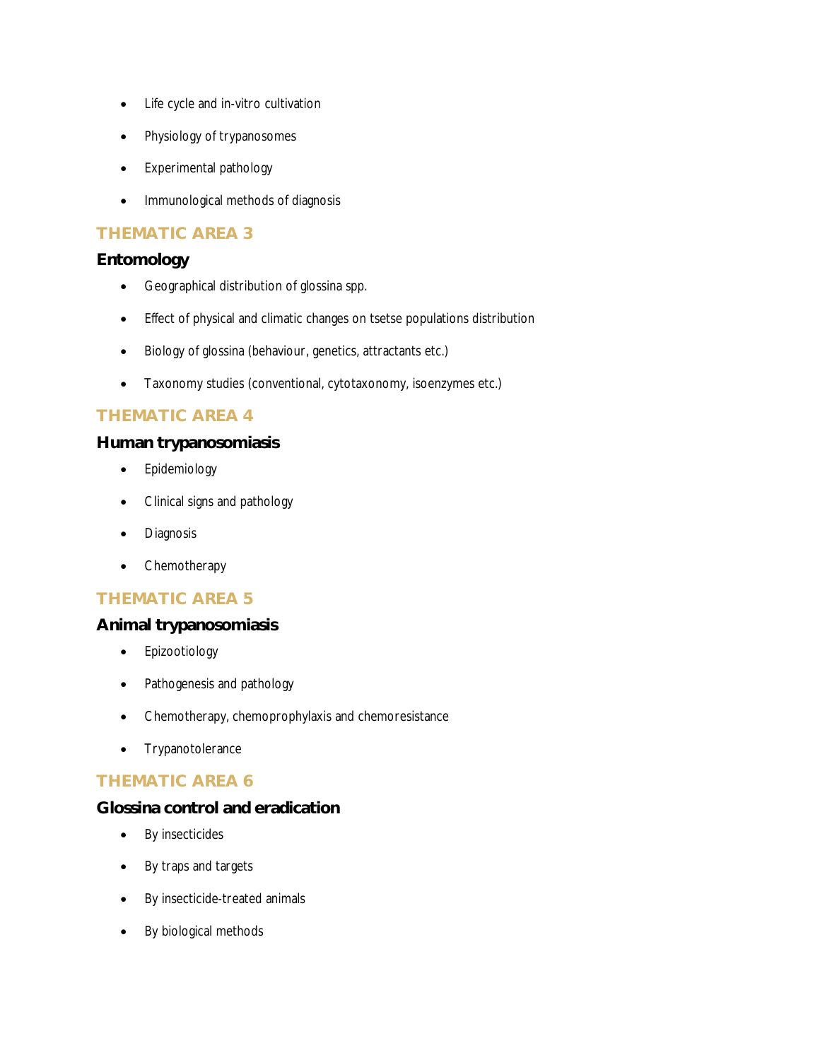- Life cycle and in-vitro cultivation
- Physiology of trypanosomes
- Experimental pathology
- Immunological methods of diagnosis

## THEMATIC AREA 3

### Entomology

- Geographical distribution of glossina spp.
- Effect of physical and climatic changes on tsetse populations distribution
- Biology of glossina (behaviour, genetics, attractants etc.)
- Taxonomy studies (conventional, cytotaxonomy, isoenzymes etc.)

## THEMATIC AREA 4

### Human trypanosomiasis

- Epidemiology
- Clinical signs and pathology
- Diagnosis
- Chemotherapy

## THEMATIC AREA 5

### Animal trypanosomiasis

- Epizootiology
- Pathogenesis and pathology
- Chemotherapy, chemoprophylaxis and chemoresistance
- Trypanotolerance

## THEMATIC AREA 6

### Glossina control and eradication

- By insecticides
- By traps and targets
- By insecticide-treated animals
- By biological methods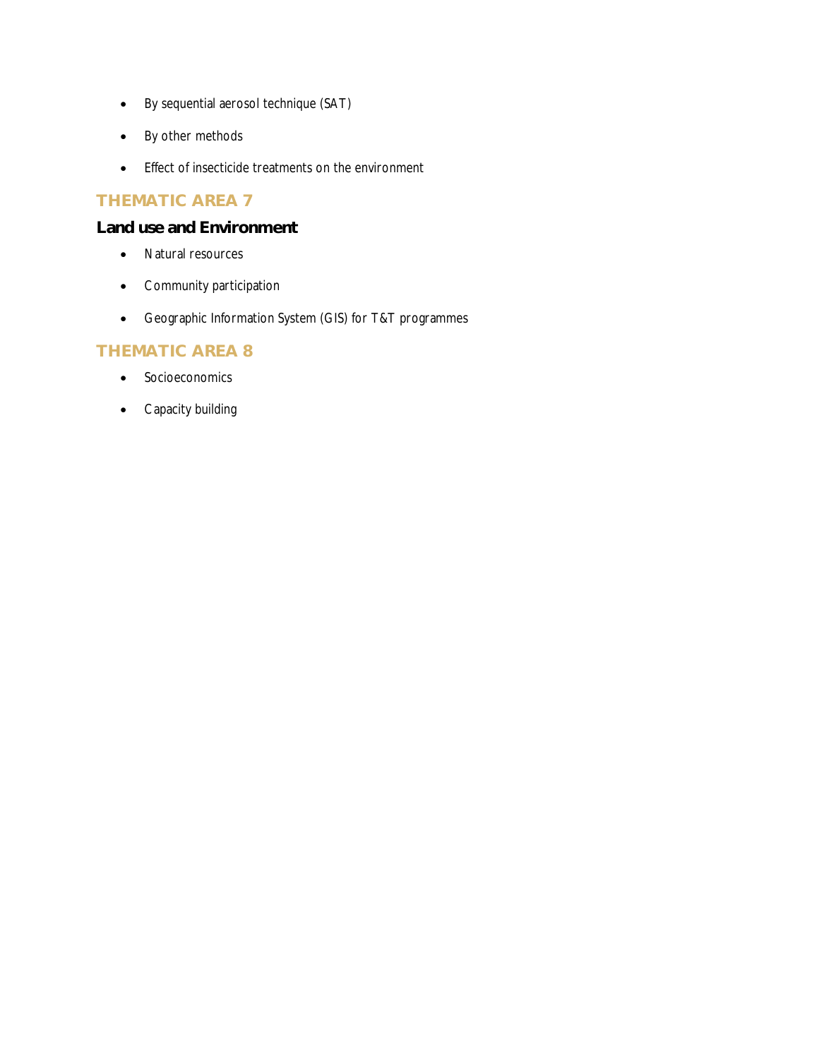- By sequential aerosol technique (SAT)
- By other methods
- Effect of insecticide treatments on the environment

## THEMATIC AREA 7

### Land use and Environment

- Natural resources
- Community participation
- Geographic Information System (GIS) for T&T programmes

## THEMATIC AREA 8

- Socioeconomics
- Capacity building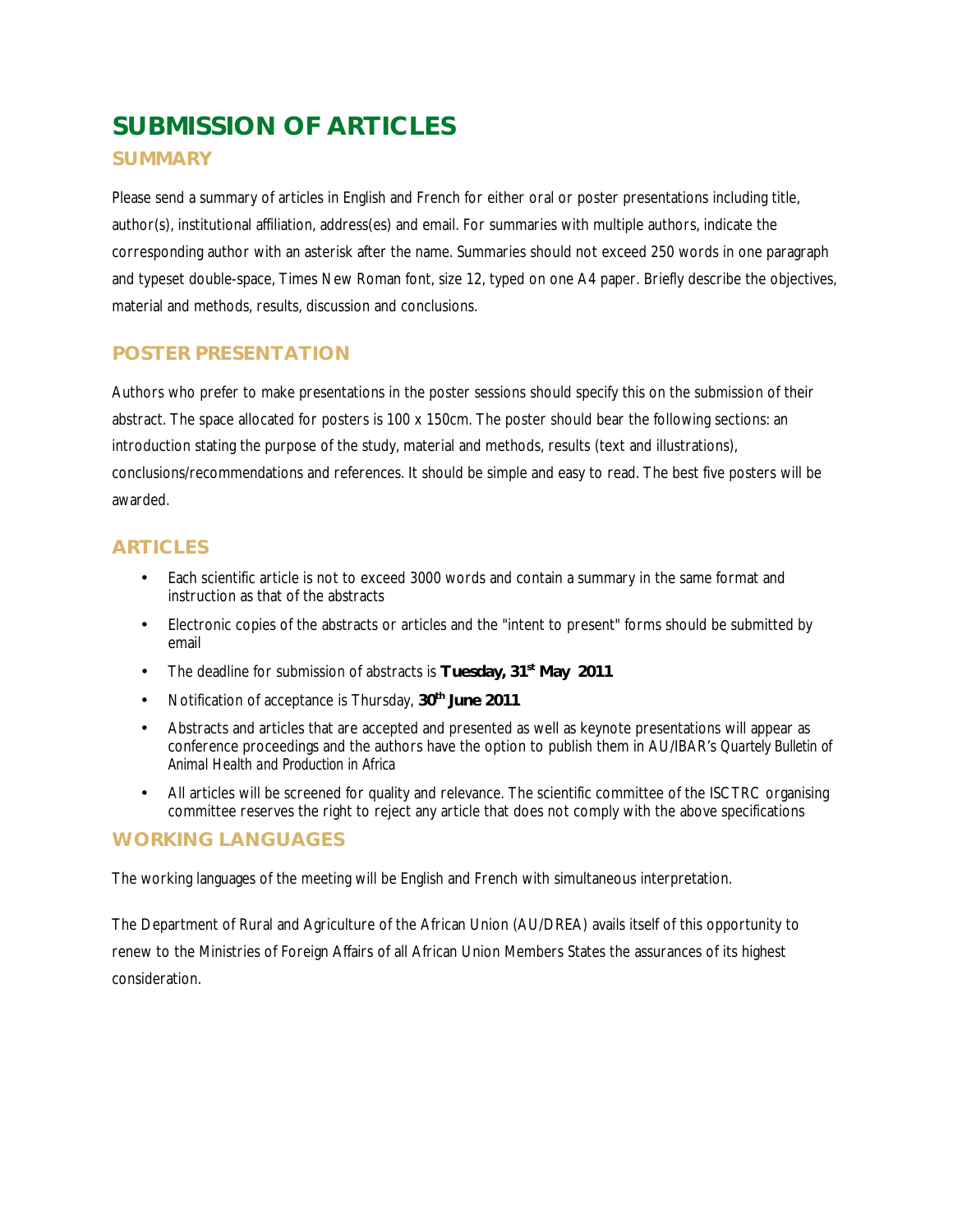# SUBMISSION OF ARTICLES

## SUMMARY

Please send a summary of articles in English and French for either oral or poster presentations including title, author(s), institutional affiliation, address(es) and email. For summaries with multiple authors, indicate the corresponding author with an asterisk after the name. Summaries should not exceed 250 words in one paragraph and typeset double-space, Times New Roman font, size 12, typed on one A4 paper. Briefly describe the objectives, material and methods, results, discussion and conclusions.

## POSTER PRESENTATION

Authors who prefer to make presentations in the poster sessions should specify this on the submission of their abstract. The space allocated for posters is 100 x 150cm. The poster should bear the following sections: an introduction stating the purpose of the study, material and methods, results (text and illustrations), conclusions/recommendations and references. It should be simple and easy to read. The best five posters will be awarded.

## ARTICLES

- Each scientific article is not to exceed 3000 words and contain a summary in the same format and instruction as that of the abstracts
- Electronic copies of the abstracts or articles and the "intent to present" forms should be submitted by email
- The deadline for submission of abstracts is **Tuesday, 31st May 2011**
- Notification of acceptance is Thursday, **30th June 2011**
- Abstracts and articles that are accepted and presented as well as keynote presentations will appear as conference proceedings and the authors have the option to publish them in AU/IBAR's *Quartely Bulletin of Animal Health and Production in Africa*
- All articles will be screened for quality and relevance. The scientific committee of the ISCTRC organising committee reserves the right to reject any article that does not comply with the above specifications

## WORKING LANGUAGES

The working languages of the meeting will be English and French with simultaneous interpretation.

The Department of Rural and Agriculture of the African Union (AU/DREA) avails itself of this opportunity to renew to the Ministries of Foreign Affairs of all African Union Members States the assurances of its highest consideration.